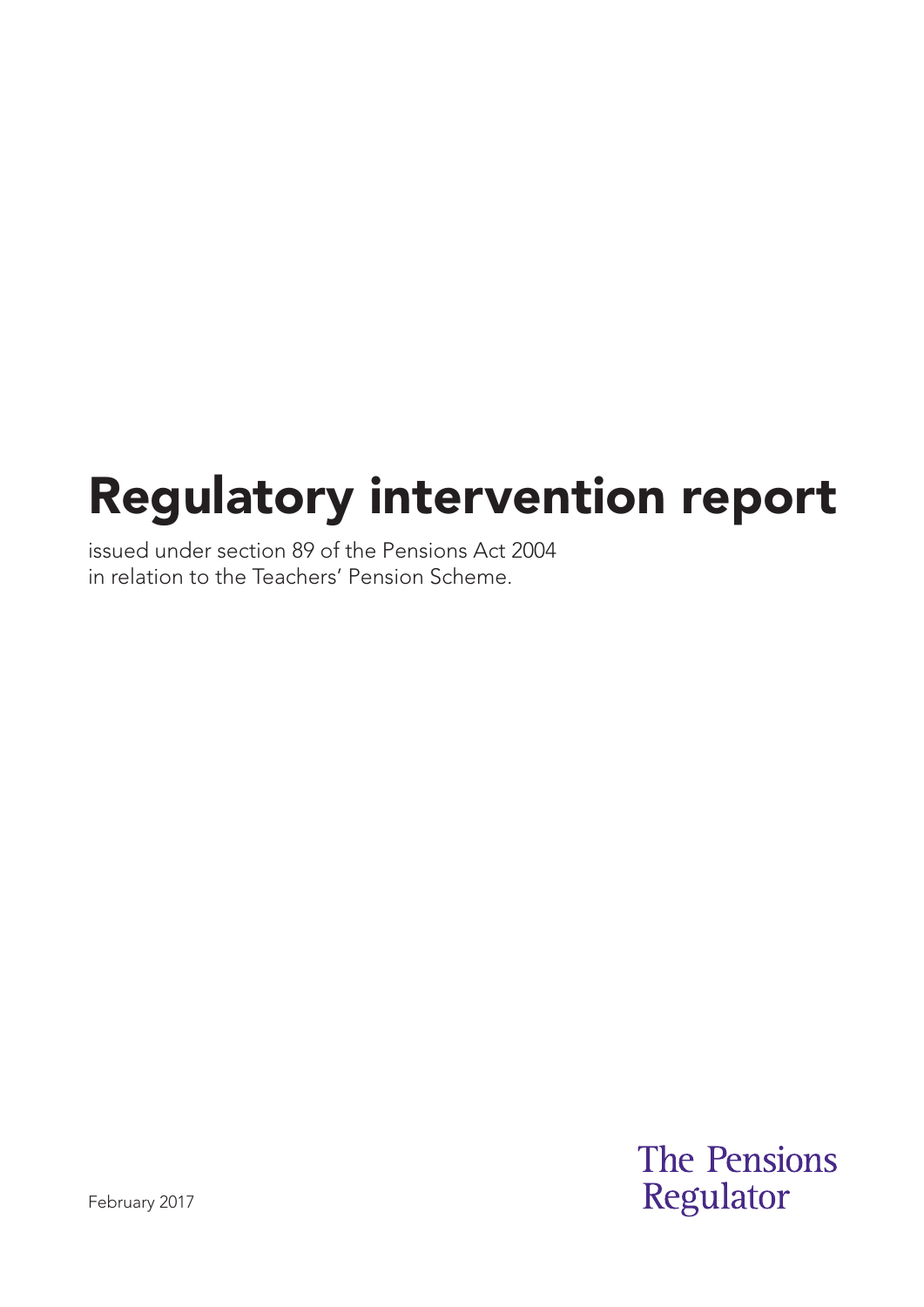# Regulatory intervention report

issued under section 89 of the Pensions Act 2004
in relation to the Teachers' Pension Scheme.

February 2017

The Pensions Regulator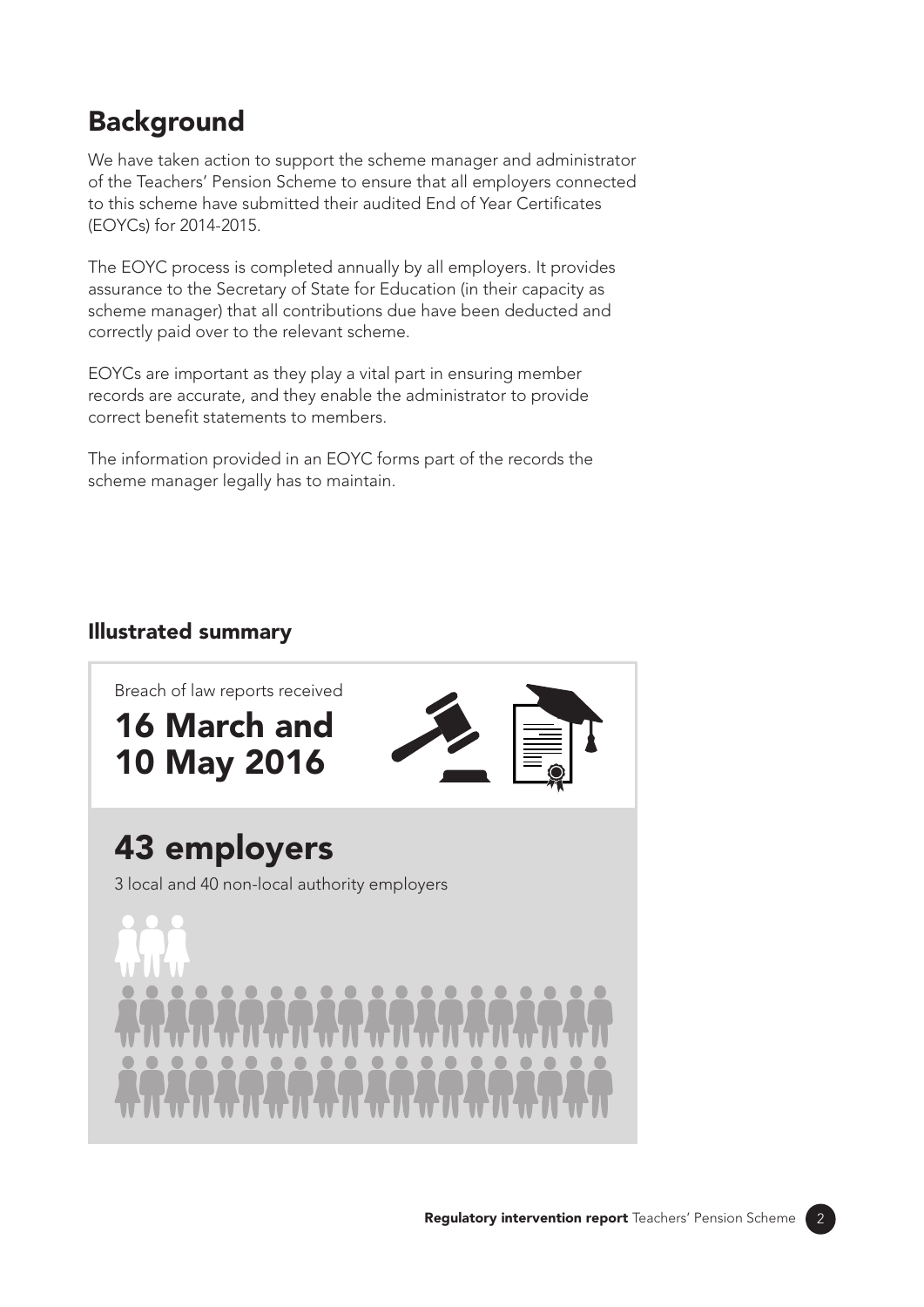## Background

We have taken action to support the scheme manager and administrator of the Teachers' Pension Scheme to ensure that all employers connected to this scheme have submitted their audited End of Year Certificates (EOYCs) for 2014-2015.

The EOYC process is completed annually by all employers. It provides assurance to the Secretary of State for Education (in their capacity as scheme manager) that all contributions due have been deducted and correctly paid over to the relevant scheme.

EOYCs are important as they play a vital part in ensuring member records are accurate, and they enable the administrator to provide correct benefit statements to members.

The information provided in an EOYC forms part of the records the scheme manager legally has to maintain.

### Illustrated summary

Breach of law reports received

**16 March and 10 May 2016**

**43 employers**

3 local and 40 non-local authority employers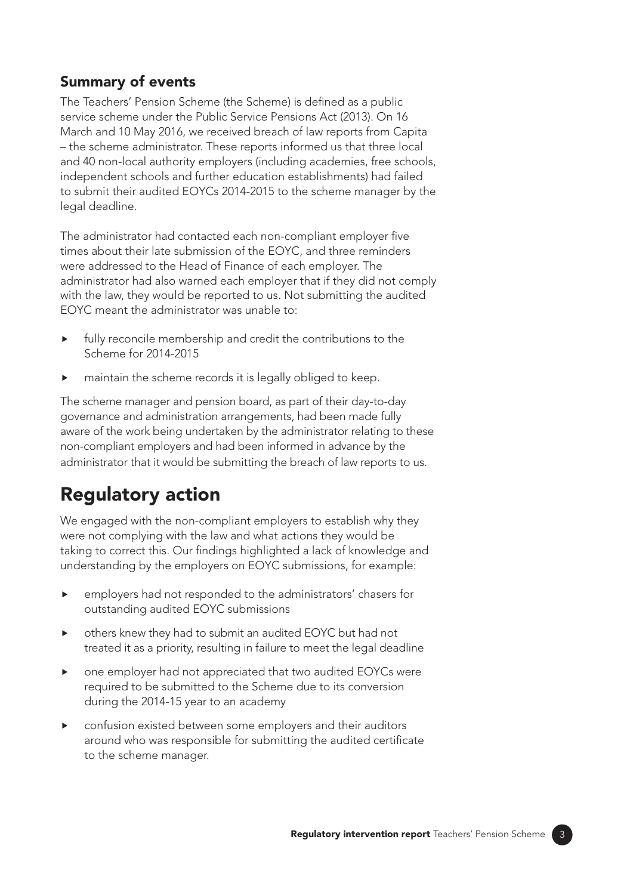### Summary of events

The Teachers' Pension Scheme (the Scheme) is defined as a public service scheme under the Public Service Pensions Act (2013). On 16 March and 10 May 2016, we received breach of law reports from Capita – the scheme administrator. These reports informed us that three local and 40 non-local authority employers (including academies, free schools, independent schools and further education establishments) had failed to submit their audited EOYCs 2014-2015 to the scheme manager by the legal deadline.

The administrator had contacted each non-compliant employer five times about their late submission of the EOYC, and three reminders were addressed to the Head of Finance of each employer. The administrator had also warned each employer that if they did not comply with the law, they would be reported to us. Not submitting the audited EOYC meant the administrator was unable to:

- fully reconcile membership and credit the contributions to the Scheme for 2014-2015
- maintain the scheme records it is legally obliged to keep.

The scheme manager and pension board, as part of their day-to-day governance and administration arrangements, had been made fully aware of the work being undertaken by the administrator relating to these non-compliant employers and had been informed in advance by the administrator that it would be submitting the breach of law reports to us.

## Regulatory action

We engaged with the non-compliant employers to establish why they were not complying with the law and what actions they would be taking to correct this. Our findings highlighted a lack of knowledge and understanding by the employers on EOYC submissions, for example:

- employers had not responded to the administrators' chasers for outstanding audited EOYC submissions
- others knew they had to submit an audited EOYC but had not treated it as a priority, resulting in failure to meet the legal deadline
- one employer had not appreciated that two audited EOYCs were required to be submitted to the Scheme due to its conversion during the 2014-15 year to an academy
- confusion existed between some employers and their auditors around who was responsible for submitting the audited certificate to the scheme manager.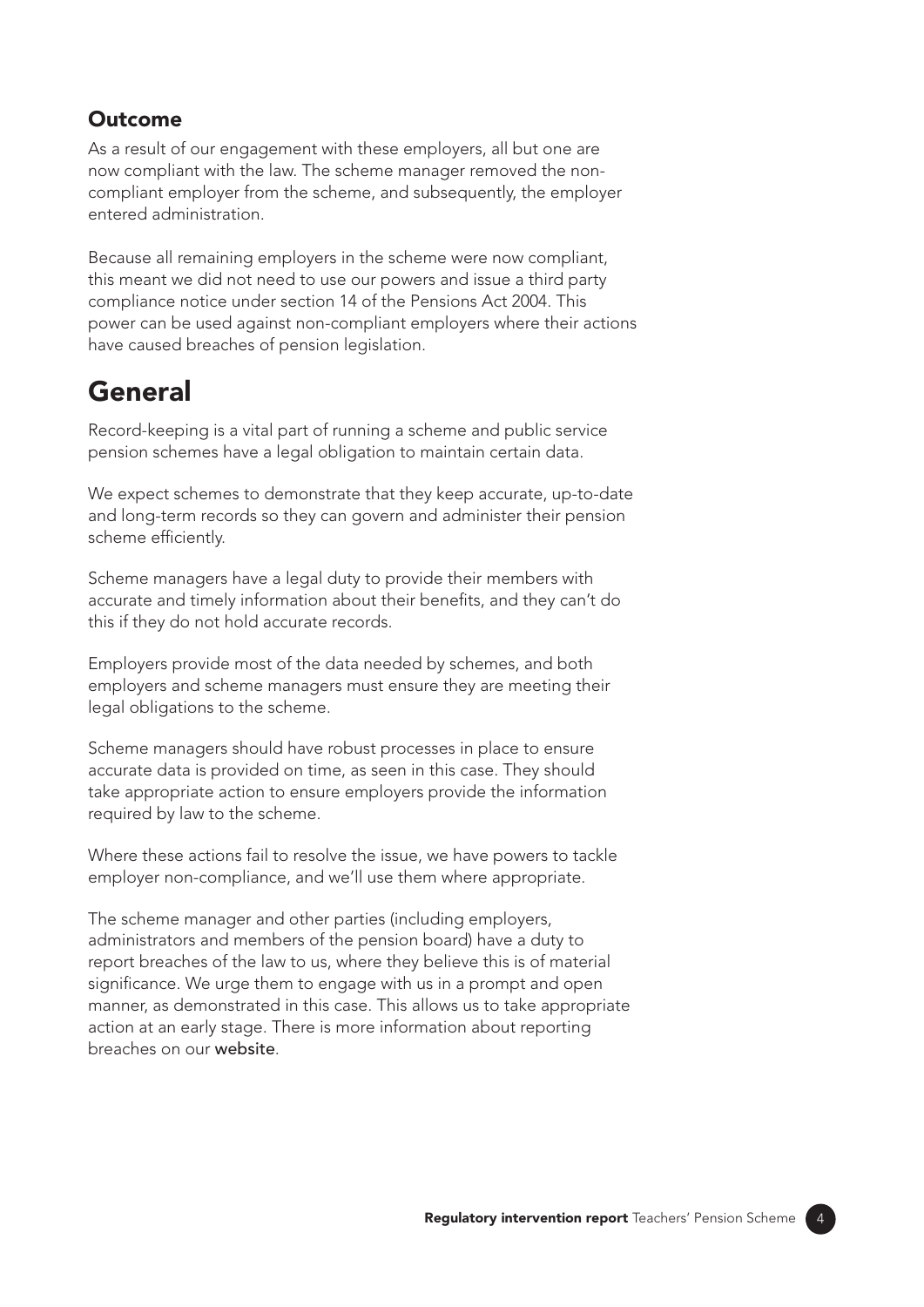### Outcome

As a result of our engagement with these employers, all but one are now compliant with the law. The scheme manager removed the non-compliant employer from the scheme, and subsequently, the employer entered administration.

Because all remaining employers in the scheme were now compliant, this meant we did not need to use our powers and issue a third party compliance notice under section 14 of the Pensions Act 2004. This power can be used against non-compliant employers where their actions have caused breaches of pension legislation.

## General

Record-keeping is a vital part of running a scheme and public service pension schemes have a legal obligation to maintain certain data.

We expect schemes to demonstrate that they keep accurate, up-to-date and long-term records so they can govern and administer their pension scheme efficiently.

Scheme managers have a legal duty to provide their members with accurate and timely information about their benefits, and they can't do this if they do not hold accurate records.

Employers provide most of the data needed by schemes, and both employers and scheme managers must ensure they are meeting their legal obligations to the scheme.

Scheme managers should have robust processes in place to ensure accurate data is provided on time, as seen in this case. They should take appropriate action to ensure employers provide the information required by law to the scheme.

Where these actions fail to resolve the issue, we have powers to tackle employer non-compliance, and we'll use them where appropriate.

The scheme manager and other parties (including employers, administrators and members of the pension board) have a duty to report breaches of the law to us, where they believe this is of material significance. We urge them to engage with us in a prompt and open manner, as demonstrated in this case. This allows us to take appropriate action at an early stage. There is more information about reporting breaches on our website.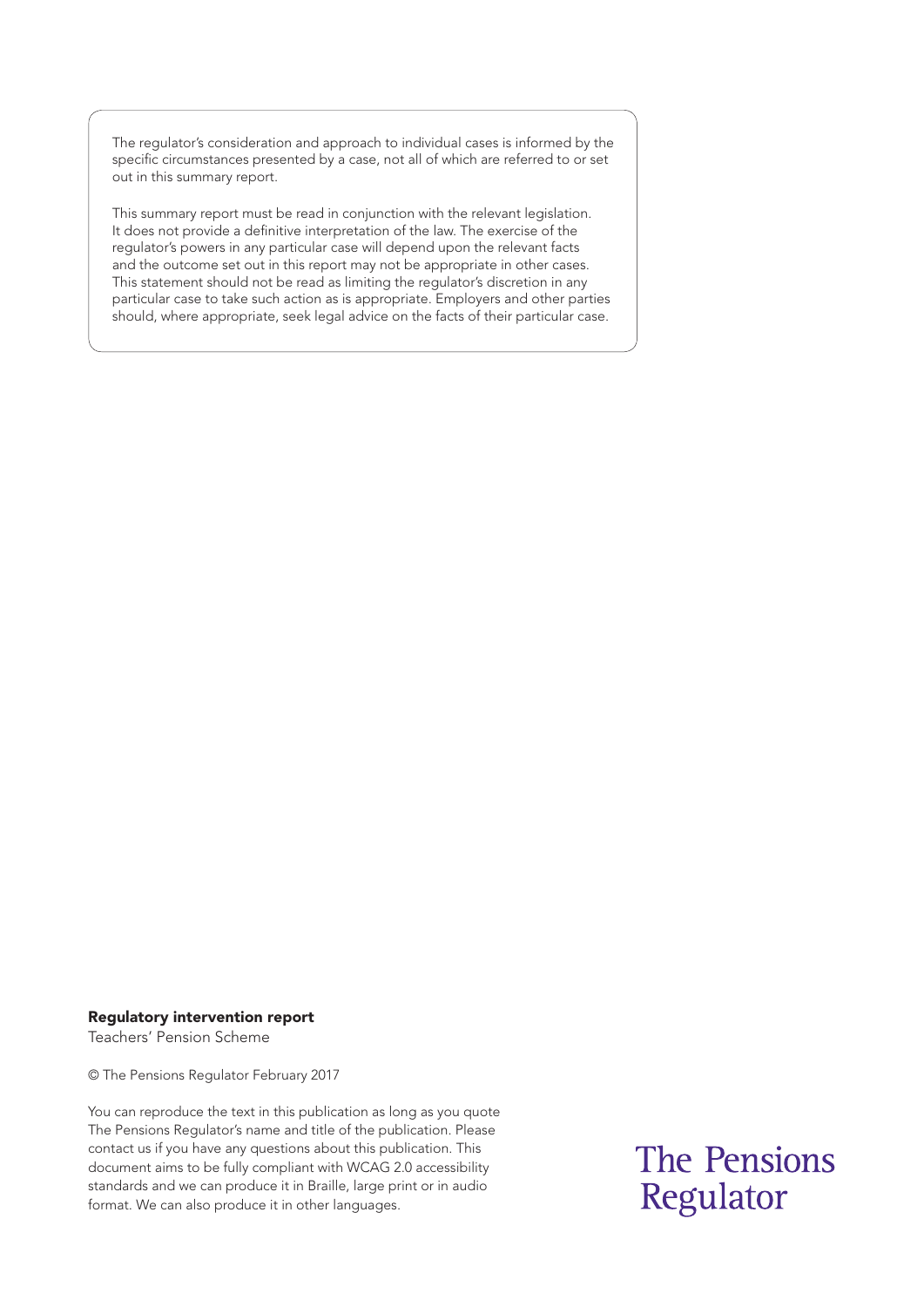The regulator's consideration and approach to individual cases is informed by the specific circumstances presented by a case, not all of which are referred to or set out in this summary report.

This summary report must be read in conjunction with the relevant legislation. It does not provide a definitive interpretation of the law. The exercise of the regulator's powers in any particular case will depend upon the relevant facts and the outcome set out in this report may not be appropriate in other cases. This statement should not be read as limiting the regulator's discretion in any particular case to take such action as is appropriate. Employers and other parties should, where appropriate, seek legal advice on the facts of their particular case.

**Regulatory intervention report**
Teachers' Pension Scheme

© The Pensions Regulator February 2017

You can reproduce the text in this publication as long as you quote The Pensions Regulator's name and title of the publication. Please contact us if you have any questions about this publication. This document aims to be fully compliant with WCAG 2.0 accessibility standards and we can produce it in Braille, large print or in audio format. We can also produce it in other languages.

The Pensions Regulator